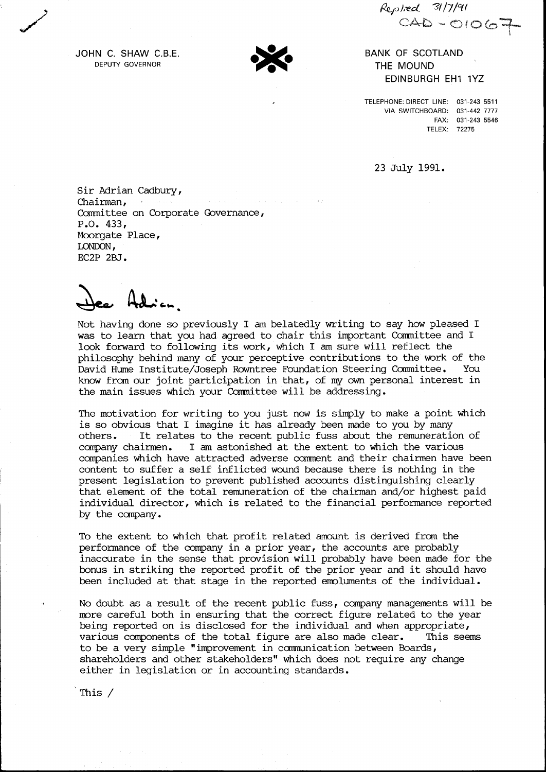Replied 31/7/91
CAD - 01067

JOHN C. SHAW C.B.E.
DEPUTY GOVERNOR

BANK OF SCOTLAND
THE MOUND
EDINBURGH EH1 1YZ

TELEPHONE: DIRECT LINE: 031-243 5511
VIA SWITCHBOARD: 031-442 7777
FAX: 031-243 5546
TELEX: 72275

23 July 1991.

Sir Adrian Cadbury,
Chairman,
Committee on Corporate Governance,
P.O. 433,
Moorgate Place,
LONDON,
EC2P 2BJ.

Dear Adrian,

Not having done so previously I am belatedly writing to say how pleased I was to learn that you had agreed to chair this important Committee and I look forward to following its work, which I am sure will reflect the philosophy behind many of your perceptive contributions to the work of the David Hume Institute/Joseph Rowntree Foundation Steering Committee. You know from our joint participation in that, of my own personal interest in the main issues which your Committee will be addressing.

The motivation for writing to you just now is simply to make a point which is so obvious that I imagine it has already been made to you by many others. It relates to the recent public fuss about the remuneration of company chairmen. I am astonished at the extent to which the various companies which have attracted adverse comment and their chairmen have been content to suffer a self inflicted wound because there is nothing in the present legislation to prevent published accounts distinguishing clearly that element of the total remuneration of the chairman and/or highest paid individual director, which is related to the financial performance reported by the company.

To the extent to which that profit related amount is derived from the performance of the company in a prior year, the accounts are probably inaccurate in the sense that provision will probably have been made for the bonus in striking the reported profit of the prior year and it should have been included at that stage in the reported emoluments of the individual.

No doubt as a result of the recent public fuss, company managements will be more careful both in ensuring that the correct figure related to the year being reported on is disclosed for the individual and when appropriate, various components of the total figure are also made clear. This seems to be a very simple "improvement in communication between Boards, shareholders and other stakeholders" which does not require any change either in legislation or in accounting standards.

This /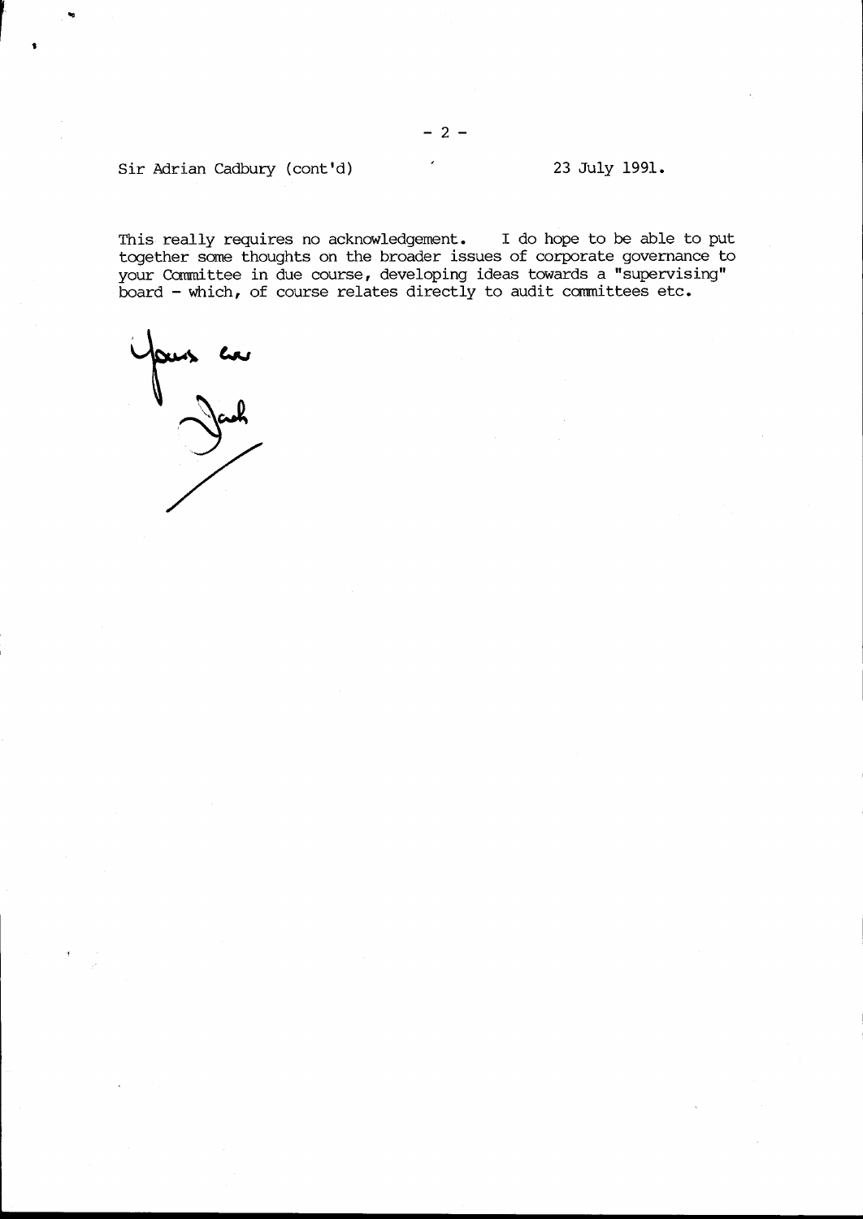Sir Adrian Cadbury (cont'd) 23 July 1991.

This really requires no acknowledgement. I do hope to be able to put together some thoughts on the broader issues of corporate governance to your Committee in due course, developing ideas towards a "supervising" board - which, of course relates directly to audit committees etc.

Yours ever

Jack